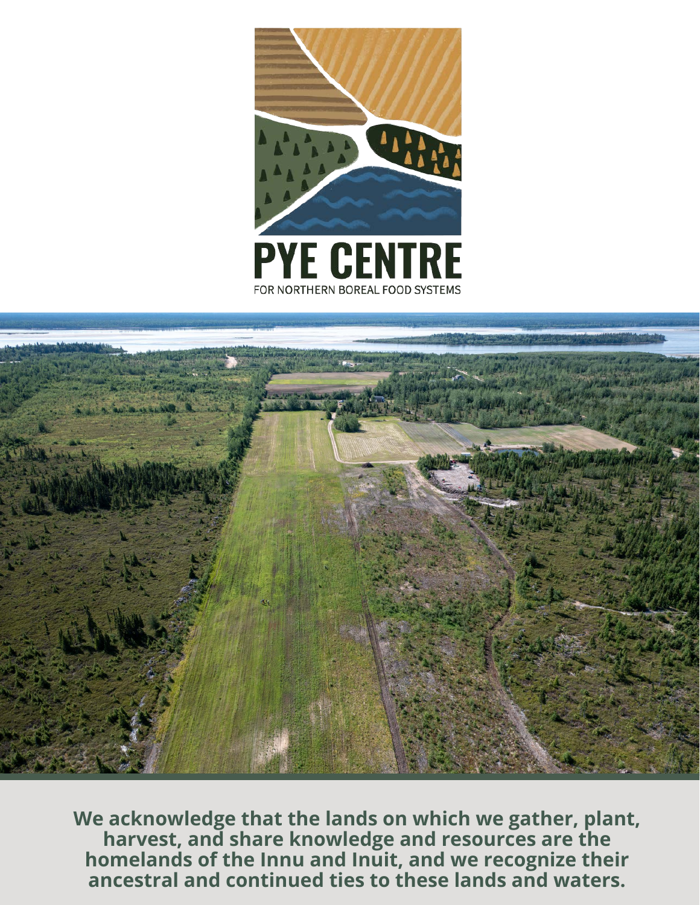# PYE CENTRE

FOR NORTHERN BOREAL FOOD SYSTEMS

**We acknowledge that the lands on which we gather, plant, harvest, and share knowledge and resources are the homelands of the Innu and Inuit, and we recognize their ancestral and continued ties to these lands and waters.**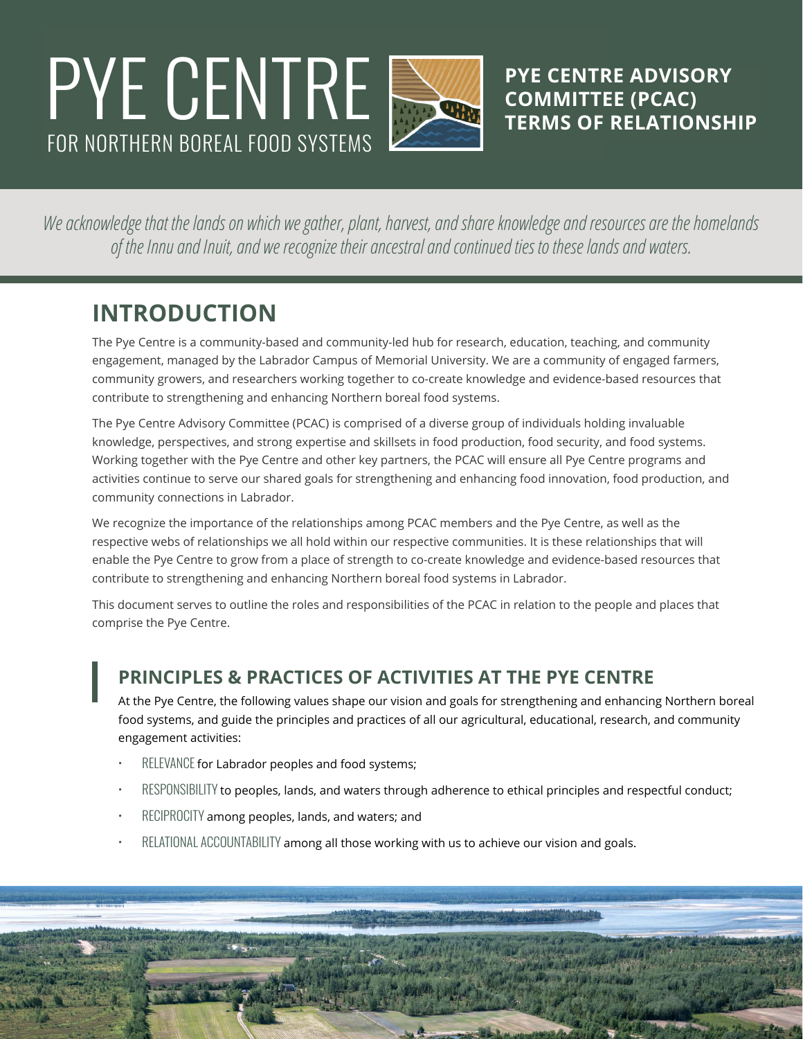# PYE CENTRE FOR NORTHERN BOREAL FOOD SYSTEMS

**PYE CENTRE ADVISORY COMMITTEE (PCAC) TERMS OF RELATIONSHIP**

*We acknowledge that the lands on which we gather, plant, harvest, and share knowledge and resources are the homelands of the Innu and Inuit, and we recognize their ancestral and continued ties to these lands and waters.*

## INTRODUCTION

The Pye Centre is a community-based and community-led hub for research, education, teaching, and community engagement, managed by the Labrador Campus of Memorial University. We are a community of engaged farmers, community growers, and researchers working together to co-create knowledge and evidence-based resources that contribute to strengthening and enhancing Northern boreal food systems.

The Pye Centre Advisory Committee (PCAC) is comprised of a diverse group of individuals holding invaluable knowledge, perspectives, and strong expertise and skillsets in food production, food security, and food systems. Working together with the Pye Centre and other key partners, the PCAC will ensure all Pye Centre programs and activities continue to serve our shared goals for strengthening and enhancing food innovation, food production, and community connections in Labrador.

We recognize the importance of the relationships among PCAC members and the Pye Centre, as well as the respective webs of relationships we all hold within our respective communities. It is these relationships that will enable the Pye Centre to grow from a place of strength to co-create knowledge and evidence-based resources that contribute to strengthening and enhancing Northern boreal food systems in Labrador.

This document serves to outline the roles and responsibilities of the PCAC in relation to the people and places that comprise the Pye Centre.

### PRINCIPLES & PRACTICES OF ACTIVITIES AT THE PYE CENTRE

At the Pye Centre, the following values shape our vision and goals for strengthening and enhancing Northern boreal food systems, and guide the principles and practices of all our agricultural, educational, research, and community engagement activities:

- RELEVANCE for Labrador peoples and food systems;
- RESPONSIBILITY to peoples, lands, and waters through adherence to ethical principles and respectful conduct;
- RECIPROCITY among peoples, lands, and waters; and
- RELATIONAL ACCOUNTABILITY among all those working with us to achieve our vision and goals.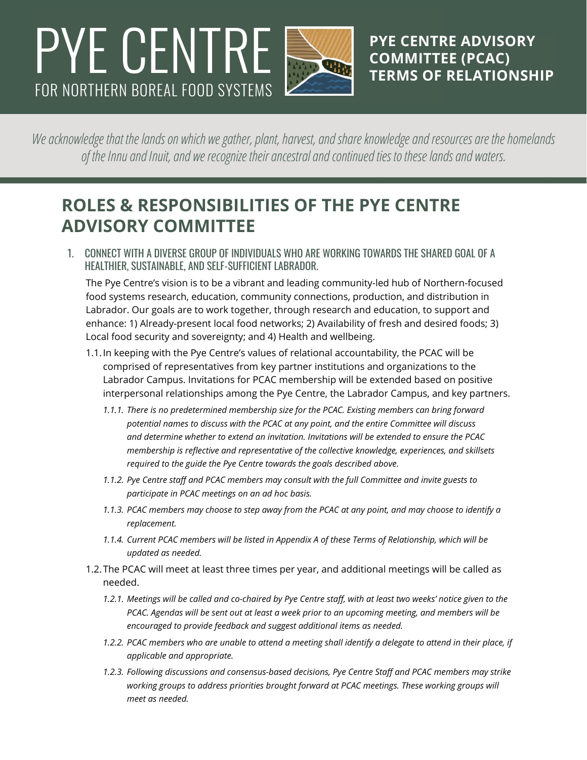# PYE CENTRE

FOR NORTHERN BOREAL FOOD SYSTEMS

**PYE CENTRE ADVISORY COMMITTEE (PCAC) TERMS OF RELATIONSHIP**

*We acknowledge that the lands on which we gather, plant, harvest, and share knowledge and resources are the homelands of the Innu and Inuit, and we recognize their ancestral and continued ties to these lands and waters.*

## ROLES & RESPONSIBILITIES OF THE PYE CENTRE ADVISORY COMMITTEE

1. CONNECT WITH A DIVERSE GROUP OF INDIVIDUALS WHO ARE WORKING TOWARDS THE SHARED GOAL OF A HEALTHIER, SUSTAINABLE, AND SELF-SUFFICIENT LABRADOR.

   The Pye Centre's vision is to be a vibrant and leading community-led hub of Northern-focused food systems research, education, community connections, production, and distribution in Labrador. Our goals are to work together, through research and education, to support and enhance: 1) Already-present local food networks; 2) Availability of fresh and desired foods; 3) Local food security and sovereignty; and 4) Health and wellbeing.

   1.1. In keeping with the Pye Centre's values of relational accountability, the PCAC will be comprised of representatives from key partner institutions and organizations to the Labrador Campus. Invitations for PCAC membership will be extended based on positive interpersonal relationships among the Pye Centre, the Labrador Campus, and key partners.

      *1.1.1. There is no predetermined membership size for the PCAC. Existing members can bring forward potential names to discuss with the PCAC at any point, and the entire Committee will discuss and determine whether to extend an invitation. Invitations will be extended to ensure the PCAC membership is reflective and representative of the collective knowledge, experiences, and skillsets required to the guide the Pye Centre towards the goals described above.*

      *1.1.2. Pye Centre staff and PCAC members may consult with the full Committee and invite guests to participate in PCAC meetings on an ad hoc basis.*

      *1.1.3. PCAC members may choose to step away from the PCAC at any point, and may choose to identify a replacement.*

      *1.1.4. Current PCAC members will be listed in Appendix A of these Terms of Relationship, which will be updated as needed.*

   1.2. The PCAC will meet at least three times per year, and additional meetings will be called as needed.

      *1.2.1. Meetings will be called and co-chaired by Pye Centre staff, with at least two weeks' notice given to the PCAC. Agendas will be sent out at least a week prior to an upcoming meeting, and members will be encouraged to provide feedback and suggest additional items as needed.*

      *1.2.2. PCAC members who are unable to attend a meeting shall identify a delegate to attend in their place, if applicable and appropriate.*

      *1.2.3. Following discussions and consensus-based decisions, Pye Centre Staff and PCAC members may strike working groups to address priorities brought forward at PCAC meetings. These working groups will meet as needed.*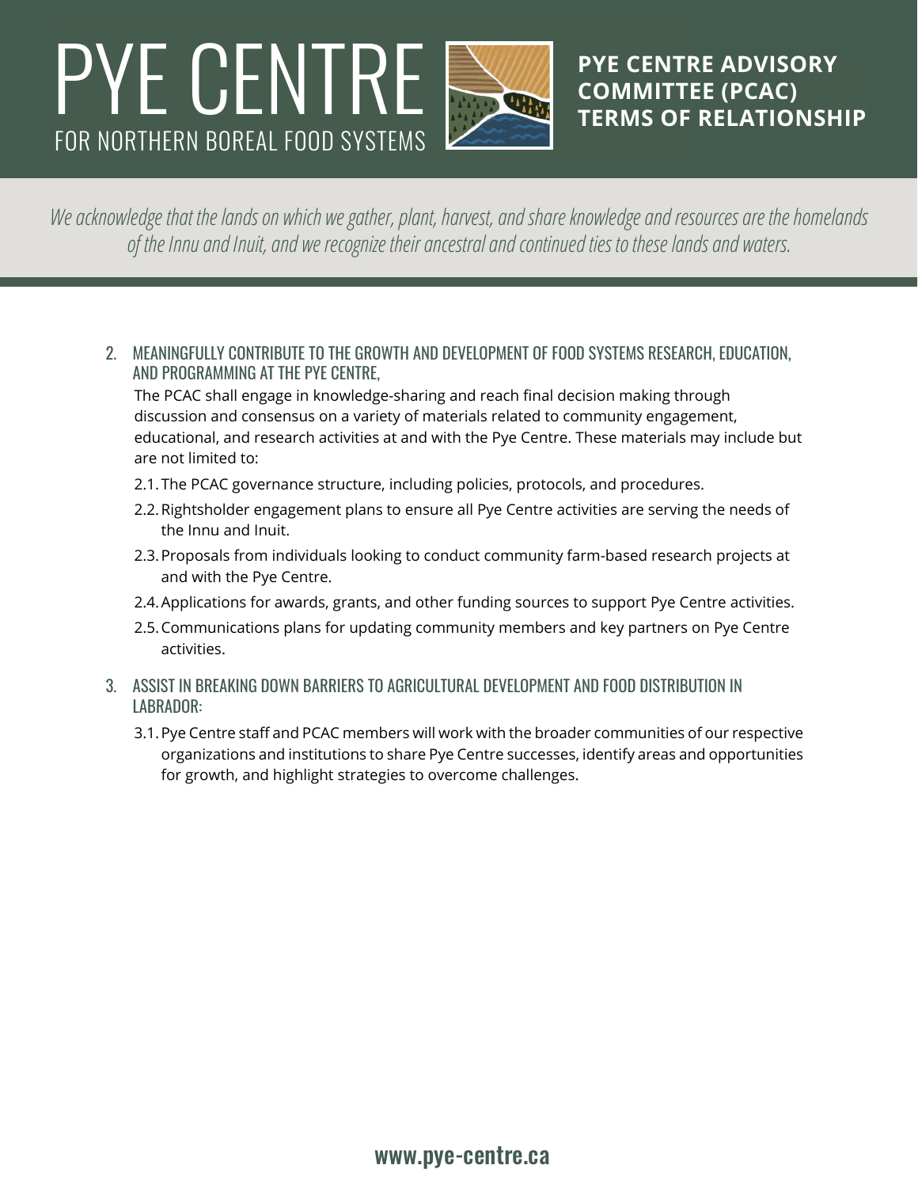2. MEANINGFULLY CONTRIBUTE TO THE GROWTH AND DEVELOPMENT OF FOOD SYSTEMS RESEARCH, EDUCATION, AND PROGRAMMING AT THE PYE CENTRE,

   The PCAC shall engage in knowledge-sharing and reach final decision making through discussion and consensus on a variety of materials related to community engagement, educational, and research activities at and with the Pye Centre. These materials may include but are not limited to:

   2.1. The PCAC governance structure, including policies, protocols, and procedures.

   2.2. Rightsholder engagement plans to ensure all Pye Centre activities are serving the needs of the Innu and Inuit.

   2.3. Proposals from individuals looking to conduct community farm-based research projects at and with the Pye Centre.

   2.4. Applications for awards, grants, and other funding sources to support Pye Centre activities.

   2.5. Communications plans for updating community members and key partners on Pye Centre activities.

3. ASSIST IN BREAKING DOWN BARRIERS TO AGRICULTURAL DEVELOPMENT AND FOOD DISTRIBUTION IN LABRADOR:

   3.1. Pye Centre staff and PCAC members will work with the broader communities of our respective organizations and institutions to share Pye Centre successes, identify areas and opportunities for growth, and highlight strategies to overcome challenges.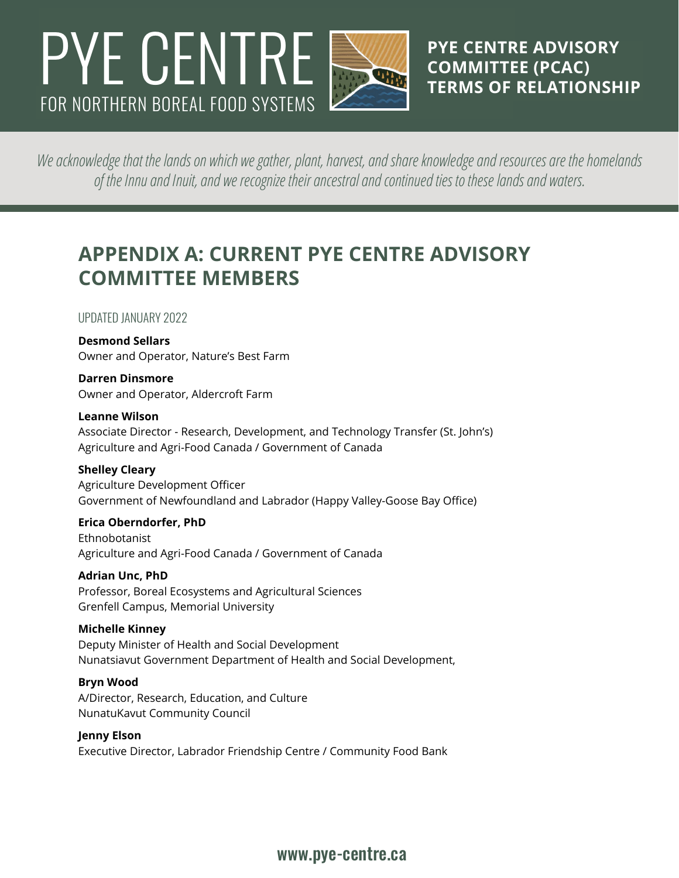# PYE CENTRE

FOR NORTHERN BOREAL FOOD SYSTEMS

**PYE CENTRE ADVISORY COMMITTEE (PCAC) TERMS OF RELATIONSHIP**

*We acknowledge that the lands on which we gather, plant, harvest, and share knowledge and resources are the homelands of the Innu and Inuit, and we recognize their ancestral and continued ties to these lands and waters.*

## APPENDIX A: CURRENT PYE CENTRE ADVISORY COMMITTEE MEMBERS

UPDATED JANUARY 2022

**Desmond Sellars**
Owner and Operator, Nature's Best Farm

**Darren Dinsmore**
Owner and Operator, Aldercroft Farm

**Leanne Wilson**
Associate Director - Research, Development, and Technology Transfer (St. John's)
Agriculture and Agri-Food Canada / Government of Canada

**Shelley Cleary**
Agriculture Development Officer
Government of Newfoundland and Labrador (Happy Valley-Goose Bay Office)

**Erica Oberndorfer, PhD**
Ethnobotanist
Agriculture and Agri-Food Canada / Government of Canada

**Adrian Unc, PhD**
Professor, Boreal Ecosystems and Agricultural Sciences
Grenfell Campus, Memorial University

**Michelle Kinney**
Deputy Minister of Health and Social Development
Nunatsiavut Government Department of Health and Social Development,

**Bryn Wood**
A/Director, Research, Education, and Culture
NunatuKavut Community Council

**Jenny Elson**
Executive Director, Labrador Friendship Centre / Community Food Bank

www.pye-centre.ca